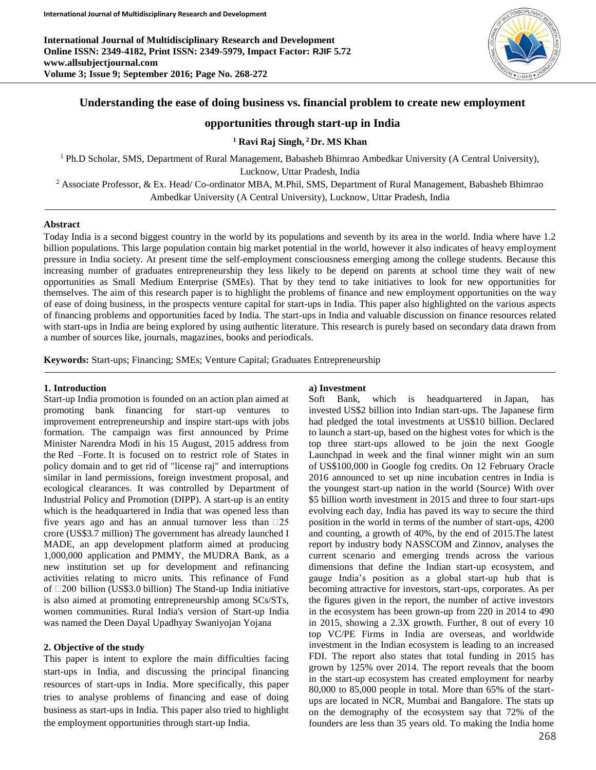International Journal of Multidisciplinary Research and Development
Online ISSN: 2349-4182, Print ISSN: 2349-5979, Impact Factor: RJIF 5.72
www.allsubjectjournal.com
Volume 3; Issue 9; September 2016; Page No. 268-272

# Understanding the ease of doing business vs. financial problem to create new employment opportunities through start-up in India

**[1] Ravi Raj Singh, [2] Dr. MS Khan**

[1] Ph.D Scholar, SMS, Department of Rural Management, Babasheb Bhimrao Ambedkar University (A Central University), Lucknow, Uttar Pradesh, India

[2] Associate Professor, & Ex. Head/ Co-ordinator MBA, M.Phil, SMS, Department of Rural Management, Babasheb Bhimrao Ambedkar University (A Central University), Lucknow, Uttar Pradesh, India

## Abstract

Today India is a second biggest country in the world by its populations and seventh by its area in the world. India where have 1.2 billion populations. This large population contain big market potential in the world, however it also indicates of heavy employment pressure in India society. At present time the self-employment consciousness emerging among the college students. Because this increasing number of graduates entrepreneurship they less likely to be depend on parents at school time they wait of new opportunities as Small Medium Enterprise (SMEs). That by they tend to take initiatives to look for new opportunities for themselves. The aim of this research paper is to highlight the problems of finance and new employment opportunities on the way of ease of doing business, in the prospects venture capital for start-ups in India. This paper also highlighted on the various aspects of financing problems and opportunities faced by India. The start-ups in India and valuable discussion on finance resources related with start-ups in India are being explored by using authentic literature. This research is purely based on secondary data drawn from a number of sources like, journals, magazines, books and periodicals.

**Keywords:** Start-ups; Financing; SMEs; Venture Capital; Graduates Entrepreneurship

## 1. Introduction

Start-up India promotion is founded on an action plan aimed at promoting bank financing for start-up ventures to improvement entrepreneurship and inspire start-ups with jobs formation. The campaign was first announced by Prime Minister Narendra Modi in his 15 August, 2015 address from the Red –Forte. It is focused on to restrict role of States in policy domain and to get rid of "license raj" and interruptions similar in land permissions, foreign investment proposal, and ecological clearances. It was controlled by Department of Industrial Policy and Promotion (DIPP). A start-up is an entity which is the headquartered in India that was opened less than five years ago and has an annual turnover less than ₹25 crore (US$3.7 million) The government has already launched I MADE, an app development platform aimed at producing 1,000,000 application and PMMY, the MUDRA Bank, as a new institution set up for development and refinancing activities relating to micro units. This refinance of Fund of ₹200 billion (US$3.0 billion) The Stand-up India initiative is also aimed at promoting entrepreneurship among SCs/STs, women communities. Rural India's version of Start-up India was named the Deen Dayal Upadhyay Swaniyojan Yojana

## 2. Objective of the study

This paper is intent to explore the main difficulties facing start-ups in India, and discussing the principal financing resources of start-ups in India. More specifically, this paper tries to analyse problems of financing and ease of doing business as start-ups in India. This paper also tried to highlight the employment opportunities through start-up India.

### a) Investment

Soft Bank, which is headquartered in Japan, has invested US$2 billion into Indian start-ups. The Japanese firm had pledged the total investments at US$10 billion. Declared to launch a start-up, based on the highest votes for which is the top three start-ups allowed to be join the next Google Launchpad in week and the final winner might win an sum of US$100,000 in Google fog credits. On 12 February Oracle 2016 announced to set up nine incubation centres in India is the youngest start-up nation in the world (Source) With over $5 billion worth investment in 2015 and three to four start-ups evolving each day, India has paved its way to secure the third position in the world in terms of the number of start-ups, 4200 and counting, a growth of 40%, by the end of 2015.The latest report by industry body NASSCOM and Zinnov, analyses the current scenario and emerging trends across the various dimensions that define the Indian start-up ecosystem, and gauge India's position as a global start-up hub that is becoming attractive for investors, start-ups, corporates. As per the figures given in the report, the number of active investors in the ecosystem has been grown-up from 220 in 2014 to 490 in 2015, showing a 2.3X growth. Further, 8 out of every 10 top VC/PE Firms in India are overseas, and worldwide investment in the Indian ecosystem is leading to an increased FDI. The report also states that total funding in 2015 has grown by 125% over 2014. The report reveals that the boom in the start-up ecosystem has created employment for nearby 80,000 to 85,000 people in total. More than 65% of the start-ups are located in NCR, Mumbai and Bangalore. The stats up on the demography of the ecosystem say that 72% of the founders are less than 35 years old. To making the India home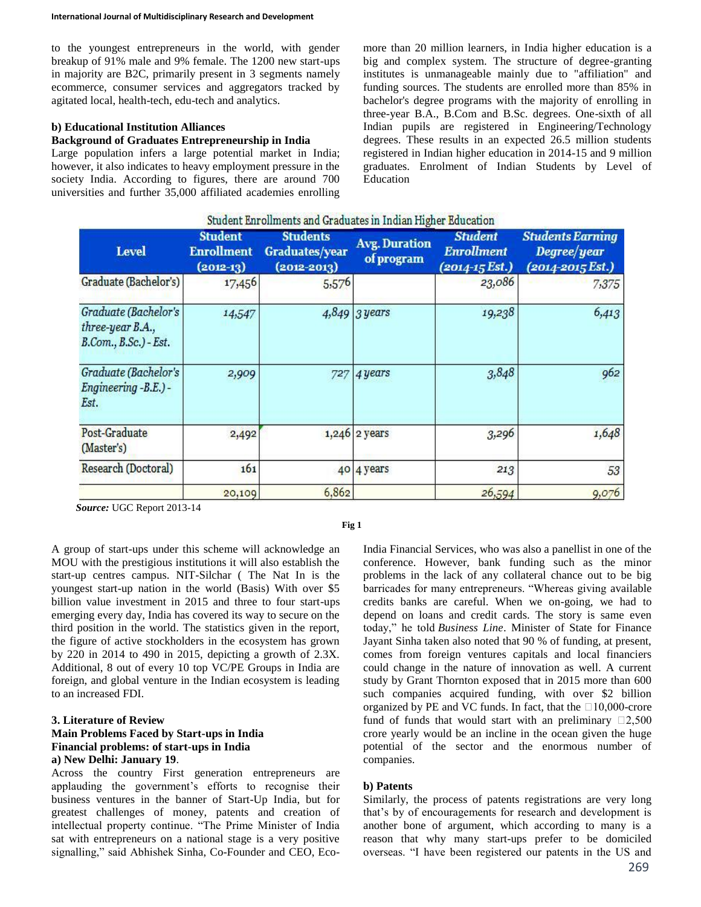to the youngest entrepreneurs in the world, with gender breakup of 91% male and 9% female. The 1200 new start-ups in majority are B2C, primarily present in 3 segments namely ecommerce, consumer services and aggregators tracked by agitated local, health-tech, edu-tech and analytics.

**b) Educational Institution Alliances**

**Background of Graduates Entrepreneurship in India**

Large population infers a large potential market in India; however, it also indicates to heavy employment pressure in the society India. According to figures, there are around 700 universities and further 35,000 affiliated academies enrolling more than 20 million learners, in India higher education is a big and complex system. The structure of degree-granting institutes is unmanageable mainly due to "affiliation" and funding sources. The students are enrolled more than 85% in bachelor's degree programs with the majority of enrolling in three-year B.A., B.Com and B.Sc. degrees. One-sixth of all Indian pupils are registered in Engineering/Technology degrees. These results in an expected 26.5 million students registered in Indian higher education in 2014-15 and 9 million graduates. Enrolment of Indian Students by Level of Education

Student Enrollments and Graduates in Indian Higher Education

| Level | Student Enrollment (2012-13) | Students Graduates/year (2012-2013) | Avg. Duration of program | *Student Enrollment (2014-15 Est.)* | *Students Earning Degree/year (2014-2015 Est.)* |
|---|---|---|---|---|---|
| Graduate (Bachelor's) | 17,456 | 5,576 | | *23,086* | *7,375* |
| *Graduate (Bachelor's three-year B.A., B.Com., B.Sc.) - Est.* | *14,547* | *4,849* | *3 years* | *19,238* | *6,413* |
| *Graduate (Bachelor's Engineering -B.E.) - Est.* | *2,909* | *727* | *4 years* | *3,848* | *962* |
| Post-Graduate (Master's) | 2,492 | 1,246 | 2 years | *3,296* | *1,648* |
| Research (Doctoral) | 161 | 40 | 4 years | *213* | *53* |
| | 20,109 | 6,862 | | *26,594* | *9,076* |

***Source:*** UGC Report 2013-14

**Fig 1**

A group of start-ups under this scheme will acknowledge an MOU with the prestigious institutions it will also establish the start-up centres campus. NIT-Silchar ( The Nat In is the youngest start-up nation in the world (Basis) With over $5 billion value investment in 2015 and three to four start-ups emerging every day, India has covered its way to secure on the third position in the world. The statistics given in the report, the figure of active stockholders in the ecosystem has grown by 220 in 2014 to 490 in 2015, depicting a growth of 2.3X. Additional, 8 out of every 10 top VC/PE Groups in India are foreign, and global venture in the Indian ecosystem is leading to an increased FDI.

## 3. Literature of Review

**Main Problems Faced by Start-ups in India**

**Financial problems: of start-ups in India**

**a) New Delhi: January 19**.

Across the country First generation entrepreneurs are applauding the government's efforts to recognise their business ventures in the banner of Start-Up India, but for greatest challenges of money, patents and creation of intellectual property continue. "The Prime Minister of India sat with entrepreneurs on a national stage is a very positive signalling," said Abhishek Sinha, Co-Founder and CEO, Eco-India Financial Services, who was also a panellist in one of the conference. However, bank funding such as the minor problems in the lack of any collateral chance out to be big barricades for many entrepreneurs. "Whereas giving available credits banks are careful. When we on-going, we had to depend on loans and credit cards. The story is same even today," he told *Business Line*. Minister of State for Finance Jayant Sinha taken also noted that 90 % of funding, at present, comes from foreign ventures capitals and local financiers could change in the nature of innovation as well. A current study by Grant Thornton exposed that in 2015 more than 600 such companies acquired funding, with over $2 billion organized by PE and VC funds. In fact, that the □10,000-crore fund of funds that would start with an preliminary □2,500 crore yearly would be an incline in the ocean given the huge potential of the sector and the enormous number of companies.

**b) Patents**

Similarly, the process of patents registrations are very long that's by of encouragements for research and development is another bone of argument, which according to many is a reason that why many start-ups prefer to be domiciled overseas. "I have been registered our patents in the US and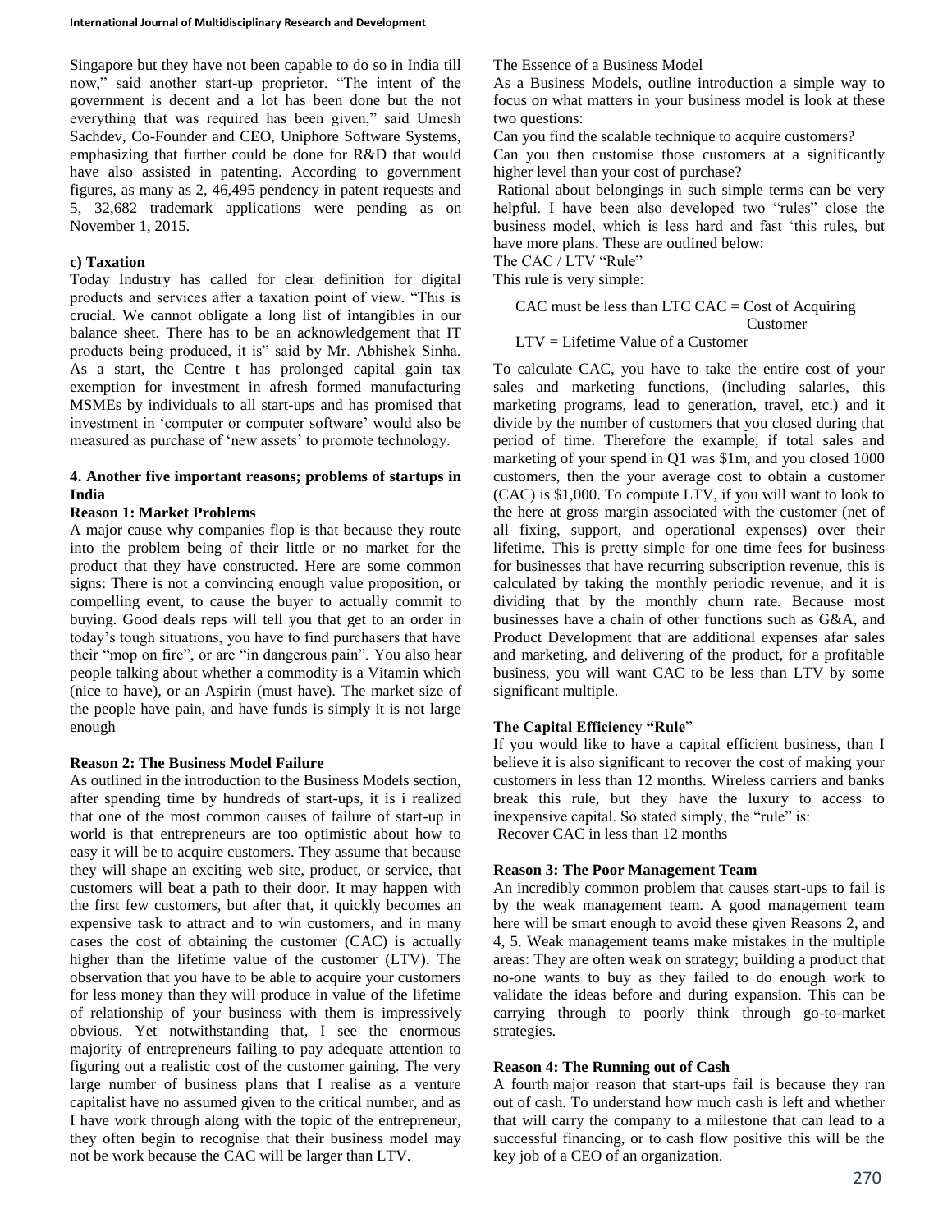Singapore but they have not been capable to do so in India till now," said another start-up proprietor. "The intent of the government is decent and a lot has been done but the not everything that was required has been given," said Umesh Sachdev, Co-Founder and CEO, Uniphore Software Systems, emphasizing that further could be done for R&D that would have also assisted in patenting. According to government figures, as many as 2, 46,495 pendency in patent requests and 5, 32,682 trademark applications were pending as on November 1, 2015.

**c) Taxation**

Today Industry has called for clear definition for digital products and services after a taxation point of view. "This is crucial. We cannot obligate a long list of intangibles in our balance sheet. There has to be an acknowledgement that IT products being produced, it is" said by Mr. Abhishek Sinha. As a start, the Centre t has prolonged capital gain tax exemption for investment in afresh formed manufacturing MSMEs by individuals to all start-ups and has promised that investment in 'computer or computer software' would also be measured as purchase of 'new assets' to promote technology.

## 4. Another five important reasons; problems of startups in India

**Reason 1: Market Problems**

A major cause why companies flop is that because they route into the problem being of their little or no market for the product that they have constructed. Here are some common signs: There is not a convincing enough value proposition, or compelling event, to cause the buyer to actually commit to buying. Good deals reps will tell you that get to an order in today's tough situations, you have to find purchasers that have their "mop on fire", or are "in dangerous pain". You also hear people talking about whether a commodity is a Vitamin which (nice to have), or an Aspirin (must have). The market size of the people have pain, and have funds is simply it is not large enough

**Reason 2: The Business Model Failure**

As outlined in the introduction to the Business Models section, after spending time by hundreds of start-ups, it is i realized that one of the most common causes of failure of start-up in world is that entrepreneurs are too optimistic about how to easy it will be to acquire customers. They assume that because they will shape an exciting web site, product, or service, that customers will beat a path to their door. It may happen with the first few customers, but after that, it quickly becomes an expensive task to attract and to win customers, and in many cases the cost of obtaining the customer (CAC) is actually higher than the lifetime value of the customer (LTV). The observation that you have to be able to acquire your customers for less money than they will produce in value of the lifetime of relationship of your business with them is impressively obvious. Yet notwithstanding that, I see the enormous majority of entrepreneurs failing to pay adequate attention to figuring out a realistic cost of the customer gaining. The very large number of business plans that I realise as a venture capitalist have no assumed given to the critical number, and as I have work through along with the topic of the entrepreneur, they often begin to recognise that their business model may not be work because the CAC will be larger than LTV.

The Essence of a Business Model

As a Business Models, outline introduction a simple way to focus on what matters in your business model is look at these two questions:

Can you find the scalable technique to acquire customers?

Can you then customise those customers at a significantly higher level than your cost of purchase?

Rational about belongings in such simple terms can be very helpful. I have been also developed two "rules" close the business model, which is less hard and fast 'this rules, but have more plans. These are outlined below:

The CAC / LTV "Rule"

This rule is very simple:

CAC must be less than LTC CAC = Cost of Acquiring Customer

LTV = Lifetime Value of a Customer

To calculate CAC, you have to take the entire cost of your sales and marketing functions, (including salaries, this marketing programs, lead to generation, travel, etc.) and it divide by the number of customers that you closed during that period of time. Therefore the example, if total sales and marketing of your spend in Q1 was $1m, and you closed 1000 customers, then the your average cost to obtain a customer (CAC) is $1,000. To compute LTV, if you will want to look to the here at gross margin associated with the customer (net of all fixing, support, and operational expenses) over their lifetime. This is pretty simple for one time fees for business for businesses that have recurring subscription revenue, this is calculated by taking the monthly periodic revenue, and it is dividing that by the monthly churn rate. Because most businesses have a chain of other functions such as G&A, and Product Development that are additional expenses afar sales and marketing, and delivering of the product, for a profitable business, you will want CAC to be less than LTV by some significant multiple.

**The Capital Efficiency "Rule"**

If you would like to have a capital efficient business, than I believe it is also significant to recover the cost of making your customers in less than 12 months. Wireless carriers and banks break this rule, but they have the luxury to access to inexpensive capital. So stated simply, the "rule" is:

Recover CAC in less than 12 months

**Reason 3: The Poor Management Team**

An incredibly common problem that causes start-ups to fail is by the weak management team. A good management team here will be smart enough to avoid these given Reasons 2, and 4, 5. Weak management teams make mistakes in the multiple areas: They are often weak on strategy; building a product that no-one wants to buy as they failed to do enough work to validate the ideas before and during expansion. This can be carrying through to poorly think through go-to-market strategies.

**Reason 4: The Running out of Cash**

A fourth major reason that start-ups fail is because they ran out of cash. To understand how much cash is left and whether that will carry the company to a milestone that can lead to a successful financing, or to cash flow positive this will be the key job of a CEO of an organization.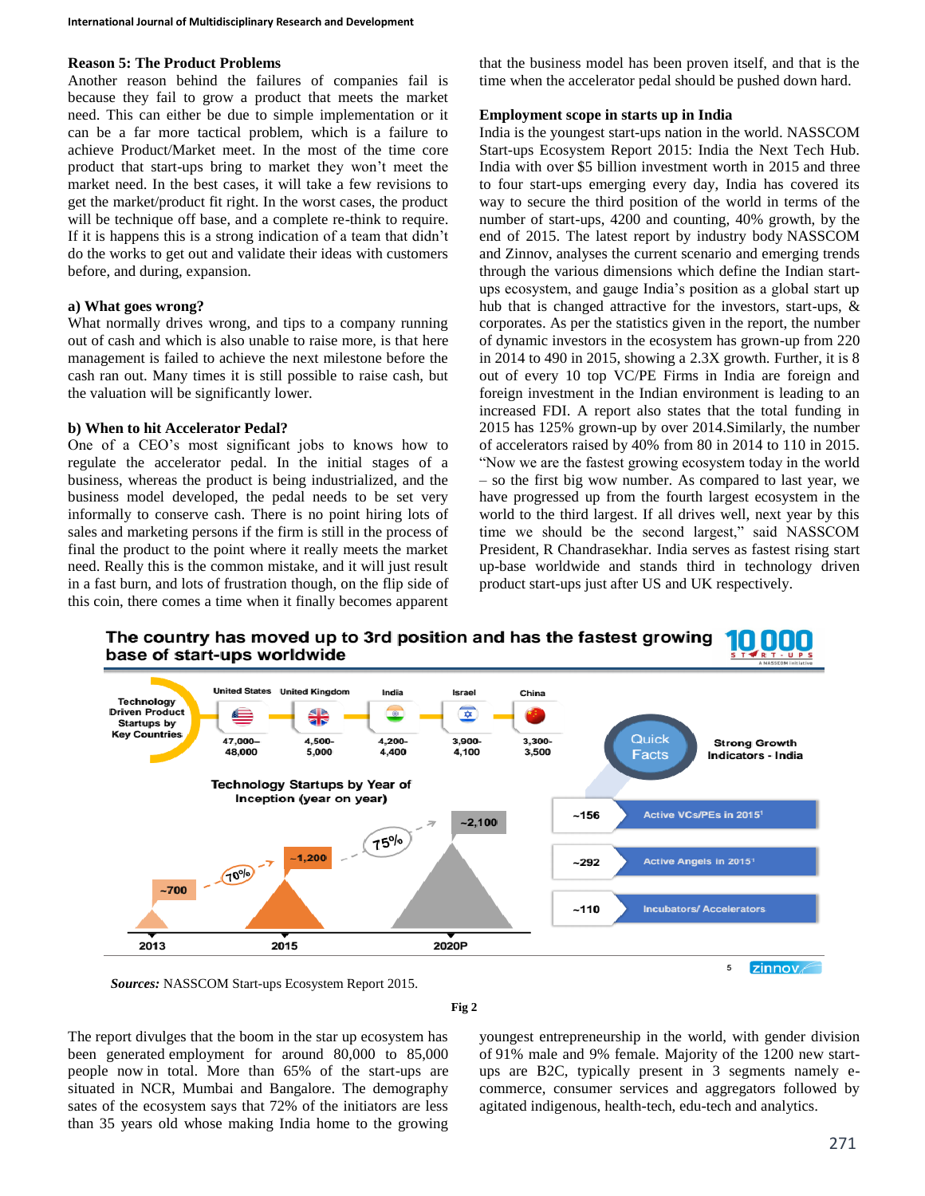### Reason 5: The Product Problems

Another reason behind the failures of companies fail is because they fail to grow a product that meets the market need. This can either be due to simple implementation or it can be a far more tactical problem, which is a failure to achieve Product/Market meet. In the most of the time core product that start-ups bring to market they won't meet the market need. In the best cases, it will take a few revisions to get the market/product fit right. In the worst cases, the product will be technique off base, and a complete re-think to require. If it is happens this is a strong indication of a team that didn't do the works to get out and validate their ideas with customers before, and during, expansion.

#### a) What goes wrong?

What normally drives wrong, and tips to a company running out of cash and which is also unable to raise more, is that here management is failed to achieve the next milestone before the cash ran out. Many times it is still possible to raise cash, but the valuation will be significantly lower.

#### b) When to hit Accelerator Pedal?

One of a CEO's most significant jobs to knows how to regulate the accelerator pedal. In the initial stages of a business, whereas the product is being industrialized, and the business model developed, the pedal needs to be set very informally to conserve cash. There is no point hiring lots of sales and marketing persons if the firm is still in the process of final the product to the point where it really meets the market need. Really this is the common mistake, and it will just result in a fast burn, and lots of frustration though, on the flip side of this coin, there comes a time when it finally becomes apparent that the business model has been proven itself, and that is the time when the accelerator pedal should be pushed down hard.

### Employment scope in starts up in India

India is the youngest start-ups nation in the world. NASSCOM Start-ups Ecosystem Report 2015: India the Next Tech Hub. India with over $5 billion investment worth in 2015 and three to four start-ups emerging every day, India has covered its way to secure the third position of the world in terms of the number of start-ups, 4200 and counting, 40% growth, by the end of 2015. The latest report by industry body NASSCOM and Zinnov, analyses the current scenario and emerging trends through the various dimensions which define the Indian start-ups ecosystem, and gauge India's position as a global start up hub that is changed attractive for the investors, start-ups, & corporates. As per the statistics given in the report, the number of dynamic investors in the ecosystem has grown-up from 220 in 2014 to 490 in 2015, showing a 2.3X growth. Further, it is 8 out of every 10 top VC/PE Firms in India are foreign and foreign investment in the Indian environment is leading to an increased FDI. A report also states that the total funding in 2015 has 125% grown-up by over 2014.Similarly, the number of accelerators raised by 40% from 80 in 2014 to 110 in 2015. "Now we are the fastest growing ecosystem today in the world – so the first big wow number. As compared to last year, we have progressed up from the fourth largest ecosystem in the world to the third largest. If all drives well, next year by this time we should be the second largest," said NASSCOM President, R Chandrasekhar. India serves as fastest rising start up-base worldwide and stands third in technology driven product start-ups just after US and UK respectively.

**The country has moved up to 3rd position and has the fastest growing base of start-ups worldwide**

Technology Driven Product Startups by Key Countries

| United States | United Kingdom | India | Israel | China |
|---|---|---|---|---|
| 47,000–48,000 | 4,500–5,000 | 4,200–4,400 | 3,900–4,100 | 3,300–3,500 |

Technology Startups by Year of Inception (year on year)

| Year | Startups | Growth |
|---|---|---|
| 2013 | ~700 | |
| 2015 | ~1,200 | 70% |
| 2020P | ~2,100 | 75% |

Quick Facts – Strong Growth Indicators - India

| Value | Indicator |
|---|---|
| ~156 | Active VCs/PEs in 2015[1] |
| ~292 | Active Angels in 2015[1] |
| ~110 | Incubators/ Accelerators |

*Sources:* NASSCOM Start-ups Ecosystem Report 2015.

**Fig 2**

The report divulges that the boom in the star up ecosystem has been generated employment for around 80,000 to 85,000 people now in total. More than 65% of the start-ups are situated in NCR, Mumbai and Bangalore. The demography sates of the ecosystem says that 72% of the initiators are less than 35 years old whose making India home to the growing youngest entrepreneurship in the world, with gender division of 91% male and 9% female. Majority of the 1200 new start-ups are B2C, typically present in 3 segments namely e-commerce, consumer services and aggregators followed by agitated indigenous, health-tech, edu-tech and analytics.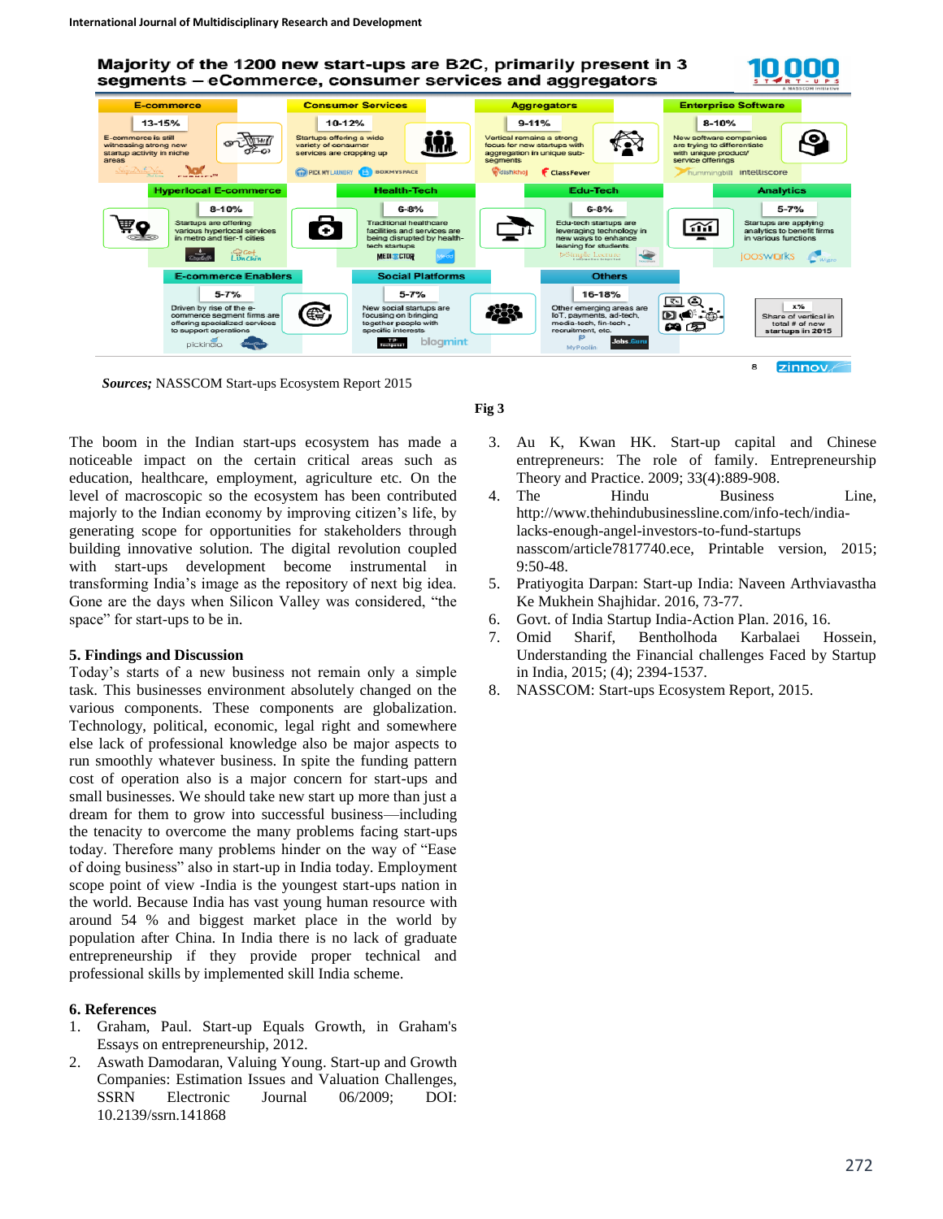Majority of the 1200 new start-ups are B2C, primarily present in 3 segments – eCommerce, consumer services and aggregators

E-commerce
13-15%
E-commerce is still witnessing strong new startup activity in niche areas

Consumer Services
10-12%
Startups offering a wide variety of consumer services are cropping up

Aggregators
9-11%
Vertical remains a strong focus for new startups with aggregation in unique sub-segments

Enterprise Software
8-10%
New software companies are trying to differentiate with unique product/ service offerings

Hyperlocal E-commerce
8-10%
Startups are offering various hyperlocal services in metro and tier-1 cities

Health-Tech
6-8%
Traditional healthcare facilities and services are being disrupted by health-tech startups

Edu-Tech
6-8%
Edu-tech startups are leveraging technology in new ways to enhance learning for students

Analytics
5-7%
Startups are applying analytics to benefit firms in various functions

E-commerce Enablers
5-7%
Driven by rise of the e-commerce segment firms are offering specialized services to support operations

Social Platforms
5-7%
New social startups are focusing on bringing together people with specific interests

Others
16-18%
Other emerging areas are IoT, payments, ad-tech, media-tech, fin-tech, recruitment, etc.

x%
Share of vertical in total # of new startups in 2015

***Sources;*** NASSCOM Start-ups Ecosystem Report 2015

**Fig 3**

The boom in the Indian start-ups ecosystem has made a noticeable impact on the certain critical areas such as education, healthcare, employment, agriculture etc. On the level of macroscopic so the ecosystem has been contributed majorly to the Indian economy by improving citizen's life, by generating scope for opportunities for stakeholders through building innovative solution. The digital revolution coupled with start-ups development become instrumental in transforming India's image as the repository of next big idea. Gone are the days when Silicon Valley was considered, "the space" for start-ups to be in.

## 5. Findings and Discussion

Today's starts of a new business not remain only a simple task. This businesses environment absolutely changed on the various components. These components are globalization. Technology, political, economic, legal right and somewhere else lack of professional knowledge also be major aspects to run smoothly whatever business. In spite the funding pattern cost of operation also is a major concern for start-ups and small businesses. We should take new start up more than just a dream for them to grow into successful business—including the tenacity to overcome the many problems facing start-ups today. Therefore many problems hinder on the way of "Ease of doing business" also in start-up in India today. Employment scope point of view -India is the youngest start-ups nation in the world. Because India has vast young human resource with around 54 % and biggest market place in the world by population after China. In India there is no lack of graduate entrepreneurship if they provide proper technical and professional skills by implemented skill India scheme.

## 6. References

1. Graham, Paul. Start-up Equals Growth, in Graham's Essays on entrepreneurship, 2012.
2. Aswath Damodaran, Valuing Young. Start-up and Growth Companies: Estimation Issues and Valuation Challenges, SSRN Electronic Journal 06/2009; DOI: 10.2139/ssrn.141868
3. Au K, Kwan HK. Start-up capital and Chinese entrepreneurs: The role of family. Entrepreneurship Theory and Practice. 2009; 33(4):889-908.
4. The Hindu Business Line, http://www.thehindubusinessline.com/info-tech/india-lacks-enough-angel-investors-to-fund-startups nasscom/article7817740.ece, Printable version, 2015; 9:50-48.
5. Pratiyogita Darpan: Start-up India: Naveen Arthviavastha Ke Mukhein Shajhidar. 2016, 73-77.
6. Govt. of India Startup India-Action Plan. 2016, 16.
7. Omid Sharif, Bentholhoda Karbalaei Hossein, Understanding the Financial challenges Faced by Startup in India, 2015; (4); 2394-1537.
8. NASSCOM: Start-ups Ecosystem Report, 2015.